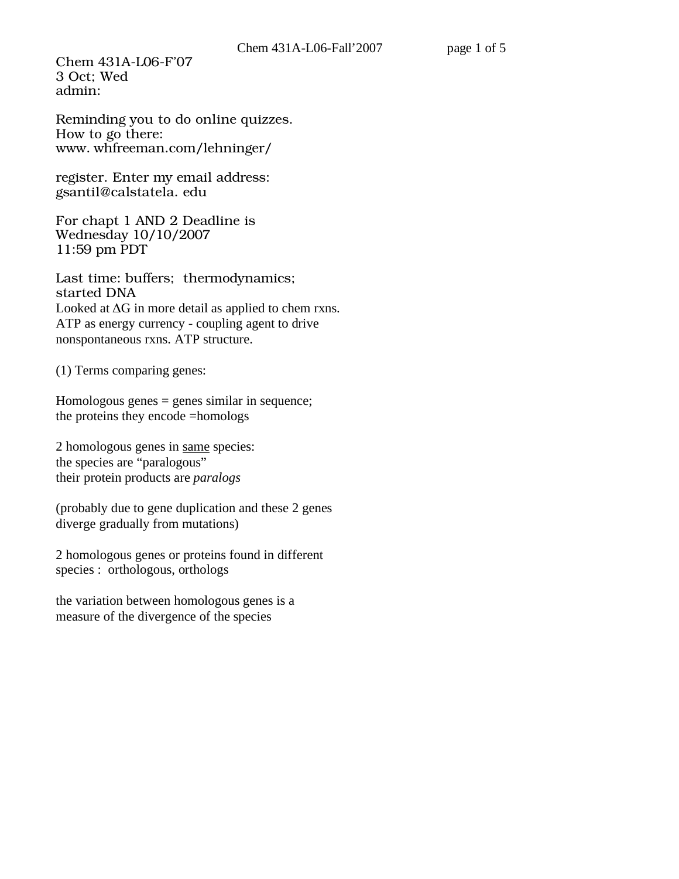Chem 431A-L06-F'07
3 Oct; Wed
admin:

Reminding you to do online quizzes.
How to go there:
www. whfreeman.com/lehninger/

register. Enter my email address:
gsantil@calstatela. edu

For chapt 1 AND 2 Deadline is
Wednesday 10/10/2007
11:59 pm PDT

Last time: buffers; thermodynamics;
started DNA
Looked at $\Delta G$ in more detail as applied to chem rxns.
ATP as energy currency - coupling agent to drive
nonspontaneous rxns. ATP structure.

(1) Terms comparing genes:

Homologous genes = genes similar in sequence;
the proteins they encode =homologs

2 homologous genes in <u>same</u> species:
the species are "paralogous"
their protein products are *paralogs*

(probably due to gene duplication and these 2 genes
diverge gradually from mutations)

2 homologous genes or proteins found in different
species : orthologous, orthologs

the variation between homologous genes is a
measure of the divergence of the species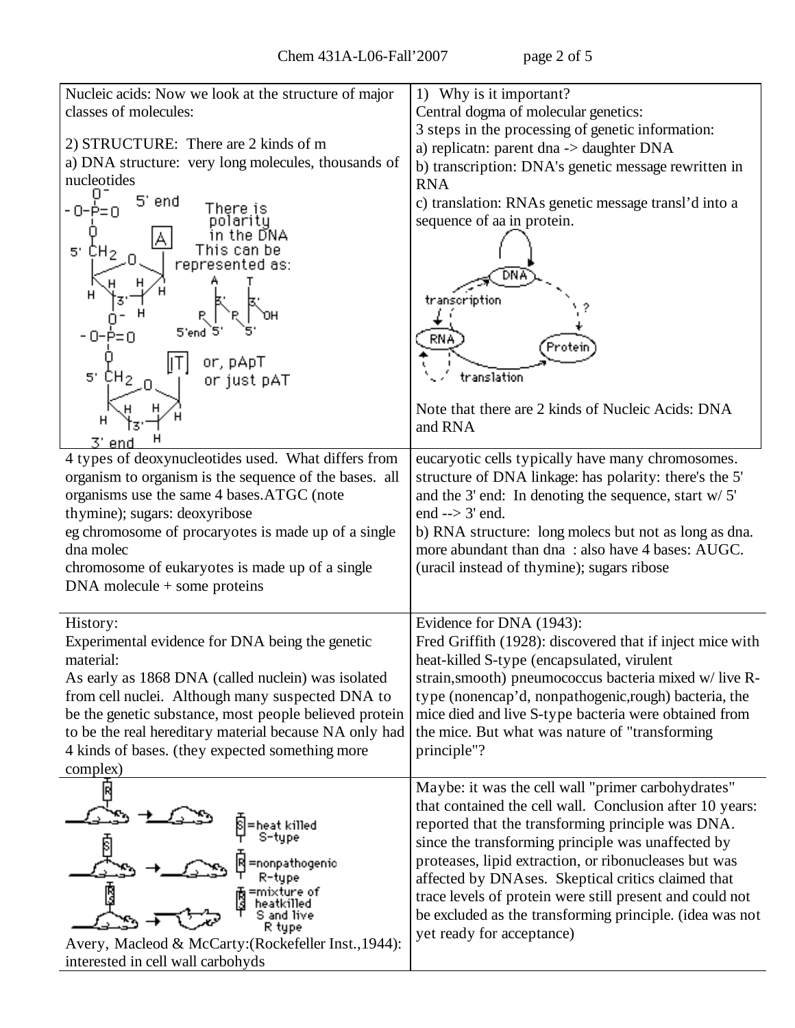Nucleic acids: Now we look at the structure of major classes of molecules:

2) STRUCTURE: There are 2 kinds of m

a) DNA structure: very long molecules, thousands of nucleotides

5' end

There is polarity in the DNA

This can be represented as:

A T

P P OH

5'end 5' 5'

or, pApT

or just pAT

3' end

1) Why is it important?

Central dogma of molecular genetics:

3 steps in the processing of genetic information:

a) replicatn: parent dna -> daughter DNA

b) transcription: DNA's genetic message rewritten in RNA

c) translation: RNAs genetic message transl'd into a sequence of aa in protein.

DNA

transcription

?

RNA

Protein

translation

Note that there are 2 kinds of Nucleic Acids: DNA and RNA

4 types of deoxynucleotides used. What differs from organism to organism is the sequence of the bases. all organisms use the same 4 bases.ATGC (note thymine); sugars: deoxyribose

eg chromosome of procaryotes is made up of a single dna molec

chromosome of eukaryotes is made up of a single DNA molecule + some proteins

eucaryotic cells typically have many chromosomes.

structure of DNA linkage: has polarity: there's the 5' and the 3' end: In denoting the sequence, start w/ 5' end --> 3' end.

b) RNA structure: long molecs but not as long as dna. more abundant than dna : also have 4 bases: AUGC. (uracil instead of thymine); sugars ribose

History:

Experimental evidence for DNA being the genetic material:

As early as 1868 DNA (called nuclein) was isolated from cell nuclei. Although many suspected DNA to be the genetic substance, most people believed protein to be the real hereditary material because NA only had 4 kinds of bases. (they expected something more complex)

Evidence for DNA (1943):

Fred Griffith (1928): discovered that if inject mice with heat-killed S-type (encapsulated, virulent strain,smooth) pneumococcus bacteria mixed w/ live R-type (nonencap'd, nonpathogenic,rough) bacteria, the mice died and live S-type bacteria were obtained from the mice. But what was nature of "transforming principle"?

S =heat killed S-type

R =nonpathogenic R-type

RS =mixture of heatkilled S and live R type

Avery, Macleod & McCarty:(Rockefeller Inst.,1944): interested in cell wall carbohyds

Maybe: it was the cell wall "primer carbohydrates" that contained the cell wall. Conclusion after 10 years: reported that the transforming principle was DNA. since the transforming principle was unaffected by proteases, lipid extraction, or ribonucleases but was affected by DNAses. Skeptical critics claimed that trace levels of protein were still present and could not be excluded as the transforming principle. (idea was not yet ready for acceptance)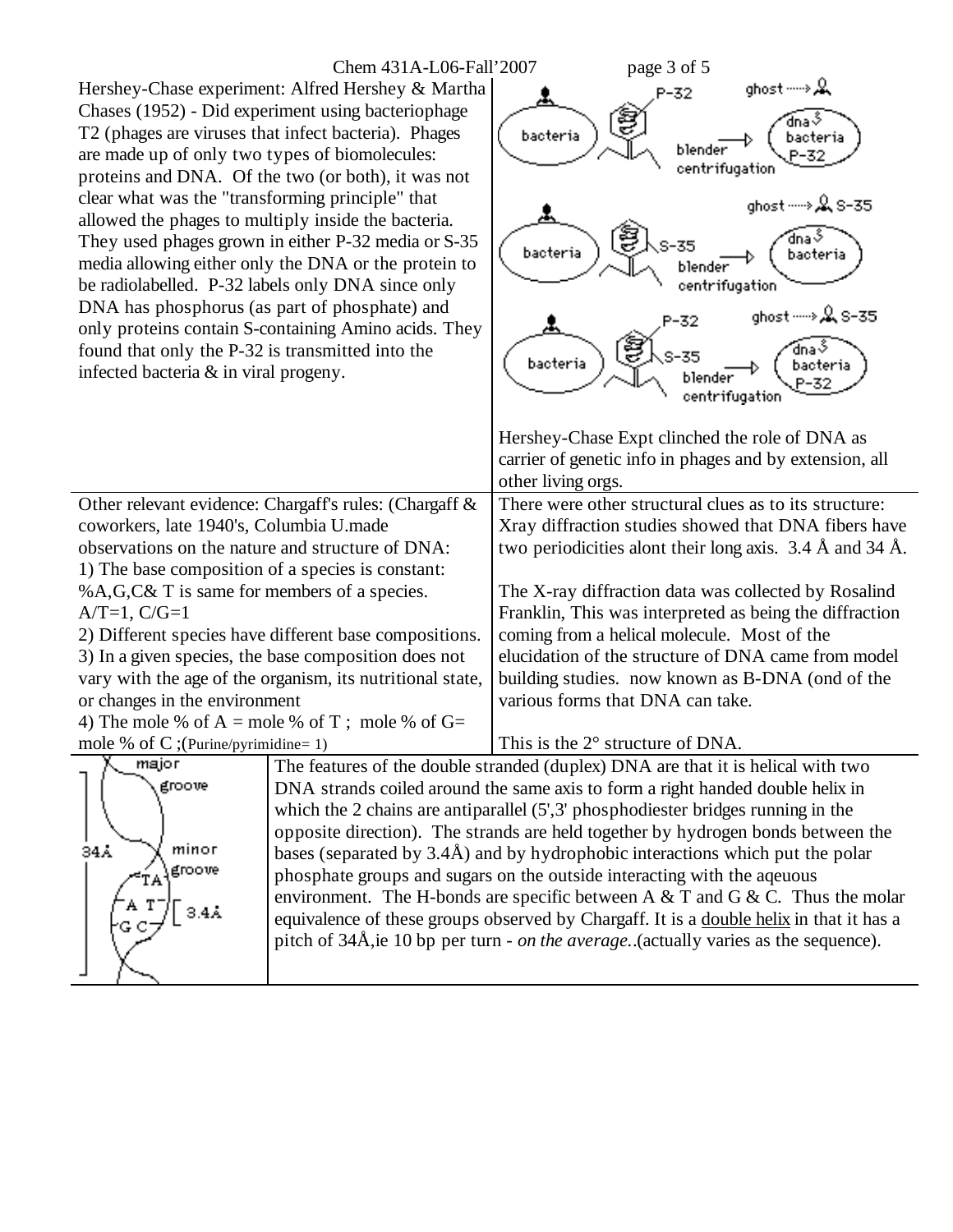Hershey-Chase experiment: Alfred Hershey & Martha Chases (1952) - Did experiment using bacteriophage T2 (phages are viruses that infect bacteria). Phages are made up of only two types of biomolecules: proteins and DNA. Of the two (or both), it was not clear what was the "transforming principle" that allowed the phages to multiply inside the bacteria. They used phages grown in either P-32 media or S-35 media allowing either only the DNA or the protein to be radiolabelled. P-32 labels only DNA since only DNA has phosphorus (as part of phosphate) and only proteins contain S-containing Amino acids. They found that only the P-32 is transmitted into the infected bacteria & in viral progeny.

bacteria
P-32
blender
centrifugation
ghost
dna
bacteria
P-32

bacteria
S-35
blender
centrifugation
ghost S-35
dna
bacteria

bacteria
P-32
S-35
blender
centrifugation
ghost S-35
dna
bacteria
P-32

Hershey-Chase Expt clinched the role of DNA as carrier of genetic info in phages and by extension, all other living orgs.

Other relevant evidence: Chargaff's rules: (Chargaff & coworkers, late 1940's, Columbia U.made observations on the nature and structure of DNA:

1) The base composition of a species is constant: %A,G,C& T is same for members of a species. A/T=1, C/G=1
2) Different species have different base compositions.
3) In a given species, the base composition does not vary with the age of the organism, its nutritional state, or changes in the environment
4) The mole % of A = mole % of T ; mole % of G= mole % of C ;(Purine/pyrimidine= 1)

There were other structural clues as to its structure: Xray diffraction studies showed that DNA fibers have two periodicities alont their long axis. 3.4 Å and 34 Å.

The X-ray diffraction data was collected by Rosalind Franklin, This was interpreted as being the diffraction coming from a helical molecule. Most of the elucidation of the structure of DNA came from model building studies. now known as B-DNA (ond of the various forms that DNA can take.

This is the 2° structure of DNA.

major groove
minor groove
34Å
TA
A T
G C
3.4Å

The features of the double stranded (duplex) DNA are that it is helical with two DNA strands coiled around the same axis to form a right handed double helix in which the 2 chains are antiparallel (5',3' phosphodiester bridges running in the opposite direction). The strands are held together by hydrogen bonds between the bases (separated by 3.4Å) and by hydrophobic interactions which put the polar phosphate groups and sugars on the outside interacting with the aqeuous environment. The H-bonds are specific between A & T and G & C. Thus the molar equivalence of these groups observed by Chargaff. It is a <u>double helix</u> in that it has a pitch of 34Å,ie 10 bp per turn - *on the average.*.(actually varies as the sequence).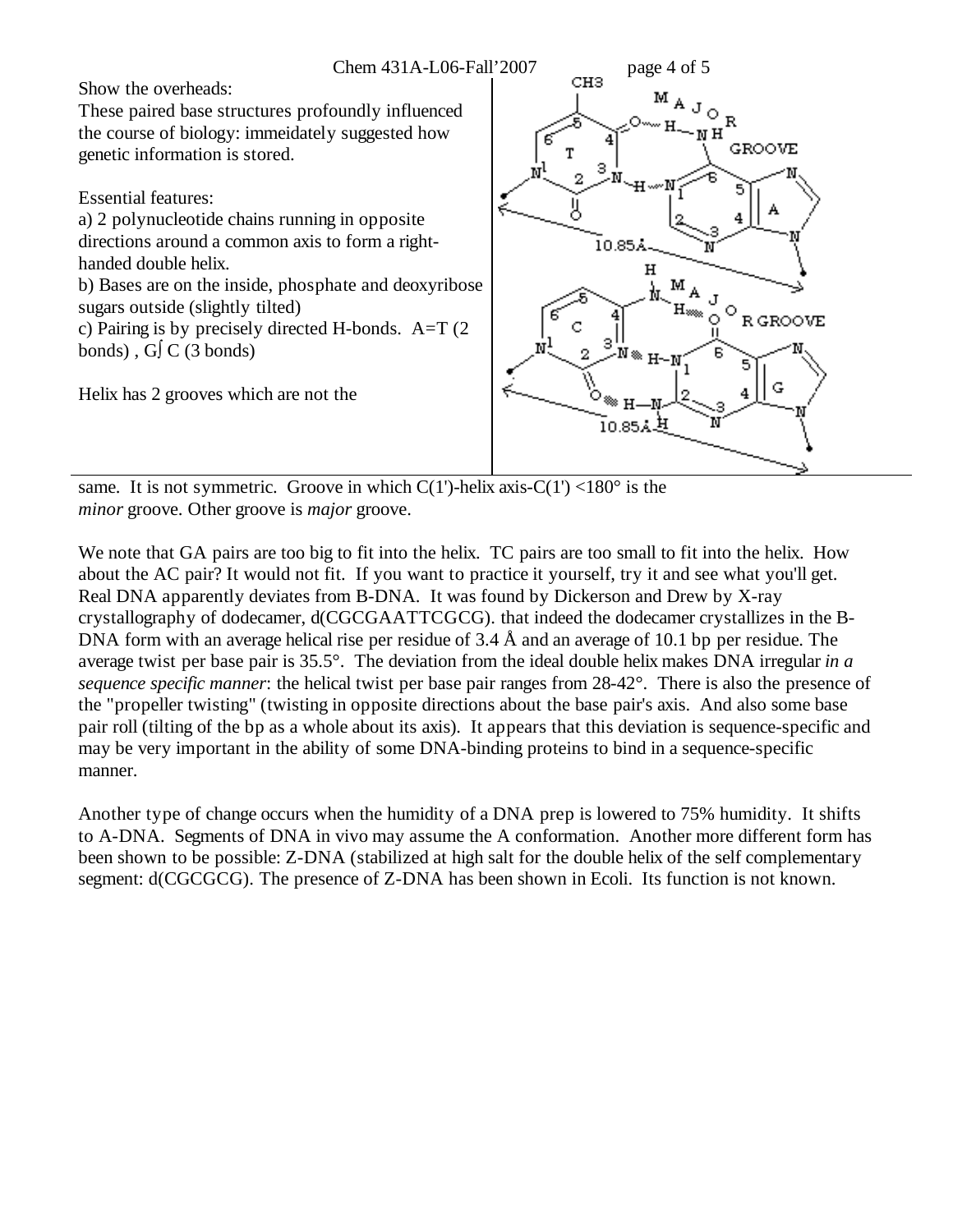Show the overheads:
These paired base structures profoundly influenced the course of biology: immeidately suggested how genetic information is stored.

Essential features:
a) 2 polynucleotide chains running in opposite directions around a common axis to form a right-handed double helix.
b) Bases are on the inside, phosphate and deoxyribose sugars outside (slightly tilted)
c) Pairing is by precisely directed H-bonds. A=T (2 bonds) , G∫ C (3 bonds)

Helix has 2 grooves which are not the same. It is not symmetric. Groove in which C(1')-helix axis-C(1') <180° is the *minor* groove. Other groove is *major* groove.

MAJOR GROOVE

10.85Å

MAJOR GROOVE

10.85Å

We note that GA pairs are too big to fit into the helix. TC pairs are too small to fit into the helix. How about the AC pair? It would not fit. If you want to practice it yourself, try it and see what you'll get. Real DNA apparently deviates from B-DNA. It was found by Dickerson and Drew by X-ray crystallography of dodecamer, d(CGCGAATTCGCG). that indeed the dodecamer crystallizes in the B-DNA form with an average helical rise per residue of 3.4 Å and an average of 10.1 bp per residue. The average twist per base pair is 35.5°. The deviation from the ideal double helix makes DNA irregular *in a sequence specific manner*: the helical twist per base pair ranges from 28-42°. There is also the presence of the "propeller twisting" (twisting in opposite directions about the base pair's axis. And also some base pair roll (tilting of the bp as a whole about its axis). It appears that this deviation is sequence-specific and may be very important in the ability of some DNA-binding proteins to bind in a sequence-specific manner.

Another type of change occurs when the humidity of a DNA prep is lowered to 75% humidity. It shifts to A-DNA. Segments of DNA in vivo may assume the A conformation. Another more different form has been shown to be possible: Z-DNA (stabilized at high salt for the double helix of the self complementary segment: d(CGCGCG). The presence of Z-DNA has been shown in Ecoli. Its function is not known.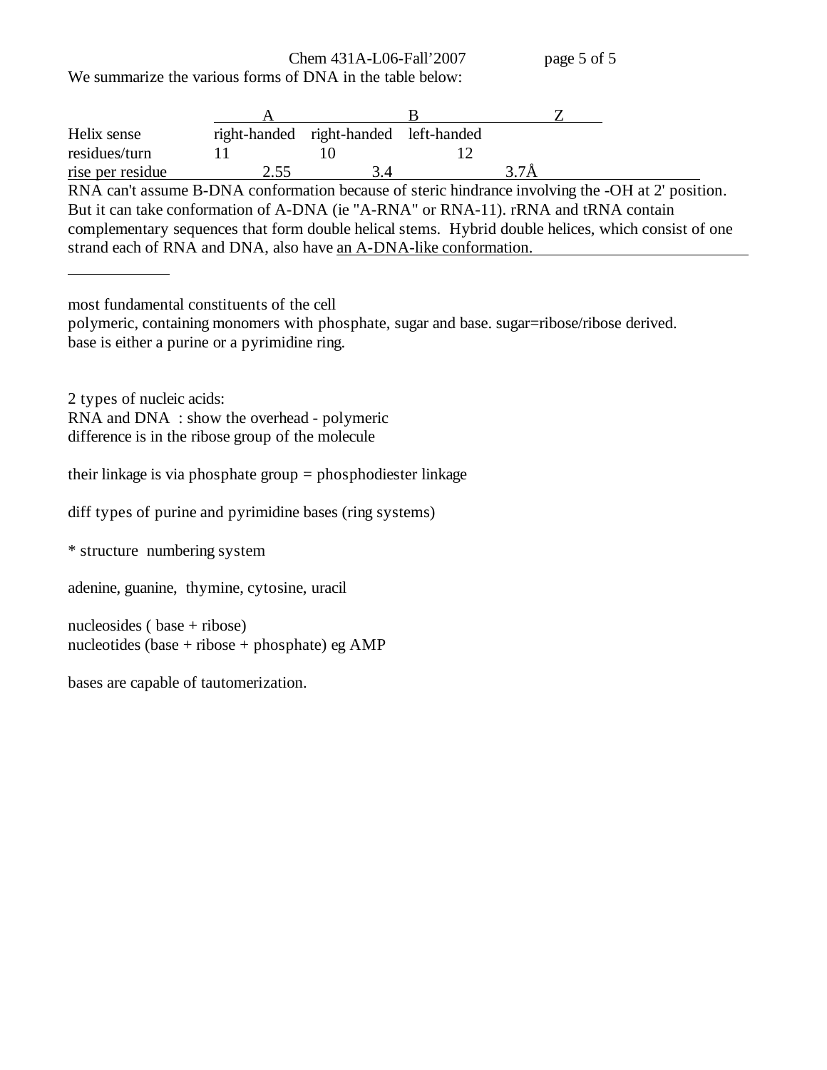We summarize the various forms of DNA in the table below:

| | A | B | Z |
|---|---|---|---|
| Helix sense | right-handed | right-handed | left-handed |
| residues/turn | 11 | 10 | 12 |
| rise per residue | 2.55 | 3.4 | 3.7Å |

RNA can't assume B-DNA conformation because of steric hindrance involving the -OH at 2' position. But it can take conformation of A-DNA (ie "A-RNA" or RNA-11). rRNA and tRNA contain complementary sequences that form double helical stems. Hybrid double helices, which consist of one strand each of RNA and DNA, also have <u>an A-DNA-like conformation.</u>

---

most fundamental constituents of the cell
polymeric, containing monomers with phosphate, sugar and base. sugar=ribose/ribose derived.
base is either a purine or a pyrimidine ring.

2 types of nucleic acids:
RNA and DNA : show the overhead - polymeric
difference is in the ribose group of the molecule

their linkage is via phosphate group = phosphodiester linkage

diff types of purine and pyrimidine bases (ring systems)

* structure numbering system

adenine, guanine, thymine, cytosine, uracil

nucleosides ( base + ribose)
nucleotides (base + ribose + phosphate) eg AMP

bases are capable of tautomerization.